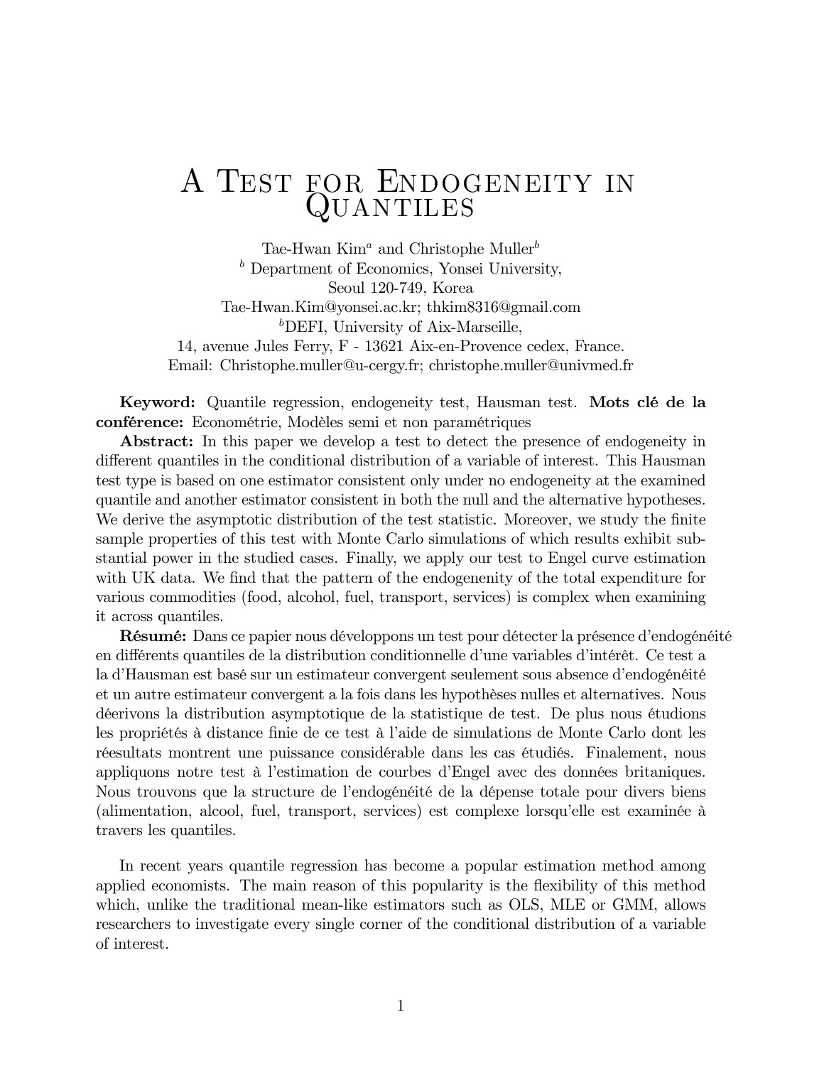# A Test for Endogeneity in Quantiles

Tae-Hwan Kim[a] and Christophe Muller[b]

[b] Department of Economics, Yonsei University,
Seoul 120-749, Korea
Tae-Hwan.Kim@yonsei.ac.kr; thkim8316@gmail.com

[b]DEFI, University of Aix-Marseille,
14, avenue Jules Ferry, F - 13621 Aix-en-Provence cedex, France.
Email: Christophe.muller@u-cergy.fr; christophe.muller@univmed.fr

**Keyword:** Quantile regression, endogeneity test, Hausman test. **Mots clé de la conférence:** Econométrie, Modèles semi et non paramétriques

**Abstract:** In this paper we develop a test to detect the presence of endogeneity in different quantiles in the conditional distribution of a variable of interest. This Hausman test type is based on one estimator consistent only under no endogeneity at the examined quantile and another estimator consistent in both the null and the alternative hypotheses. We derive the asymptotic distribution of the test statistic. Moreover, we study the finite sample properties of this test with Monte Carlo simulations of which results exhibit substantial power in the studied cases. Finally, we apply our test to Engel curve estimation with UK data. We find that the pattern of the endogenenity of the total expenditure for various commodities (food, alcohol, fuel, transport, services) is complex when examining it across quantiles.

**Résumé:** Dans ce papier nous développons un test pour détecter la présence d'endogénéité en différents quantiles de la distribution conditionnelle d'une variables d'intérêt. Ce test a la d'Hausman est basé sur un estimateur convergent seulement sous absence d'endogénéité et un autre estimateur convergent a la fois dans les hypothèses nulles et alternatives. Nous déerivons la distribution asymptotique de la statistique de test. De plus nous étudions les propriétés à distance finie de ce test à l'aide de simulations de Monte Carlo dont les réesultats montrent une puissance considérable dans les cas étudiés. Finalement, nous appliquons notre test à l'estimation de courbes d'Engel avec des données britaniques. Nous trouvons que la structure de l'endogénéité de la dépense totale pour divers biens (alimentation, alcool, fuel, transport, services) est complexe lorsqu'elle est examinée à travers les quantiles.

In recent years quantile regression has become a popular estimation method among applied economists. The main reason of this popularity is the flexibility of this method which, unlike the traditional mean-like estimators such as OLS, MLE or GMM, allows researchers to investigate every single corner of the conditional distribution of a variable of interest.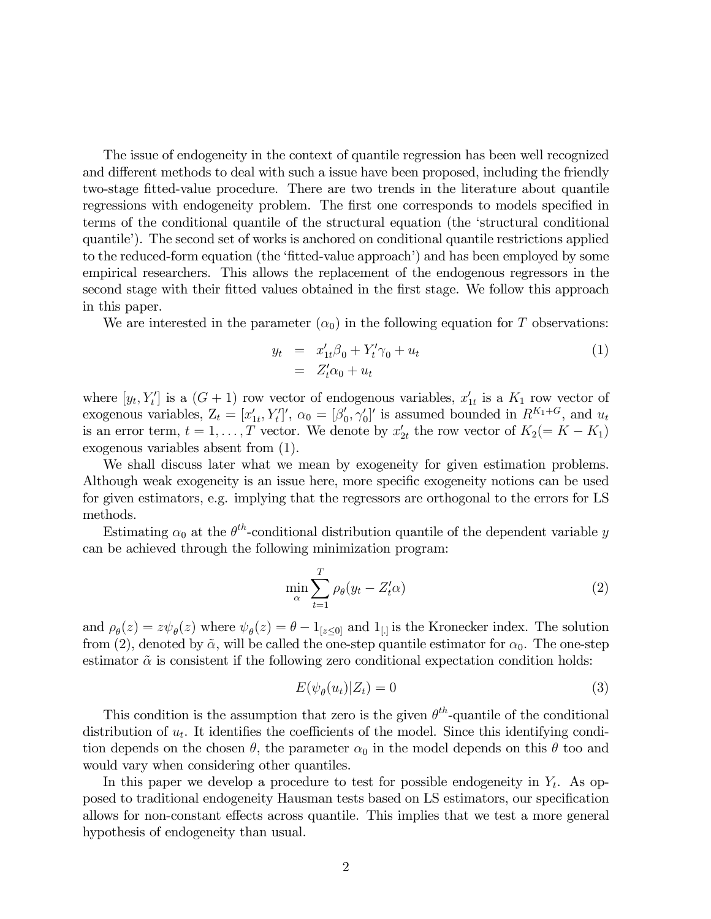The issue of endogeneity in the context of quantile regression has been well recognized and different methods to deal with such a issue have been proposed, including the friendly two-stage fitted-value procedure. There are two trends in the literature about quantile regressions with endogeneity problem. The first one corresponds to models specified in terms of the conditional quantile of the structural equation (the 'structural conditional quantile'). The second set of works is anchored on conditional quantile restrictions applied to the reduced-form equation (the 'fitted-value approach') and has been employed by some empirical researchers. This allows the replacement of the endogenous regressors in the second stage with their fitted values obtained in the first stage. We follow this approach in this paper.

We are interested in the parameter ($\alpha_0$) in the following equation for $T$ observations:

$$
\begin{aligned}
y_t &= x_{1t}'\beta_0 + Y_t'\gamma_0 + u_t \\
&= Z_t'\alpha_0 + u_t
\end{aligned}
\tag{1}
$$

where $[y_t, Y_t']$ is a $(G+1)$ row vector of endogenous variables, $x_{1t}'$ is a $K_1$ row vector of exogenous variables, $Z_t = [x_{1t}', Y_t']'$, $\alpha_0 = [\beta_0', \gamma_0']'$ is assumed bounded in $R^{K_1+G}$, and $u_t$ is an error term, $t = 1, \ldots, T$ vector. We denote by $x_{2t}'$ the row vector of $K_2 (= K - K_1)$ exogenous variables absent from (1).

We shall discuss later what we mean by exogeneity for given estimation problems. Although weak exogeneity is an issue here, more specific exogeneity notions can be used for given estimators, e.g. implying that the regressors are orthogonal to the errors for LS methods.

Estimating $\alpha_0$ at the $\theta^{th}$-conditional distribution quantile of the dependent variable $y$ can be achieved through the following minimization program:

$$
\min_{\alpha} \sum_{t=1}^{T} \rho_\theta(y_t - Z_t'\alpha) \tag{2}
$$

and $\rho_\theta(z) = z\psi_\theta(z)$ where $\psi_\theta(z) = \theta - 1_{[z \leq 0]}$ and $1_{[.]}$ is the Kronecker index. The solution from (2), denoted by $\tilde{\alpha}$, will be called the one-step quantile estimator for $\alpha_0$. The one-step estimator $\tilde{\alpha}$ is consistent if the following zero conditional expectation condition holds:

$$
E(\psi_\theta(u_t)|Z_t) = 0 \tag{3}
$$

This condition is the assumption that zero is the given $\theta^{th}$-quantile of the conditional distribution of $u_t$. It identifies the coefficients of the model. Since this identifying condition depends on the chosen $\theta$, the parameter $\alpha_0$ in the model depends on this $\theta$ too and would vary when considering other quantiles.

In this paper we develop a procedure to test for possible endogeneity in $Y_t$. As opposed to traditional endogeneity Hausman tests based on LS estimators, our specification allows for non-constant effects across quantile. This implies that we test a more general hypothesis of endogeneity than usual.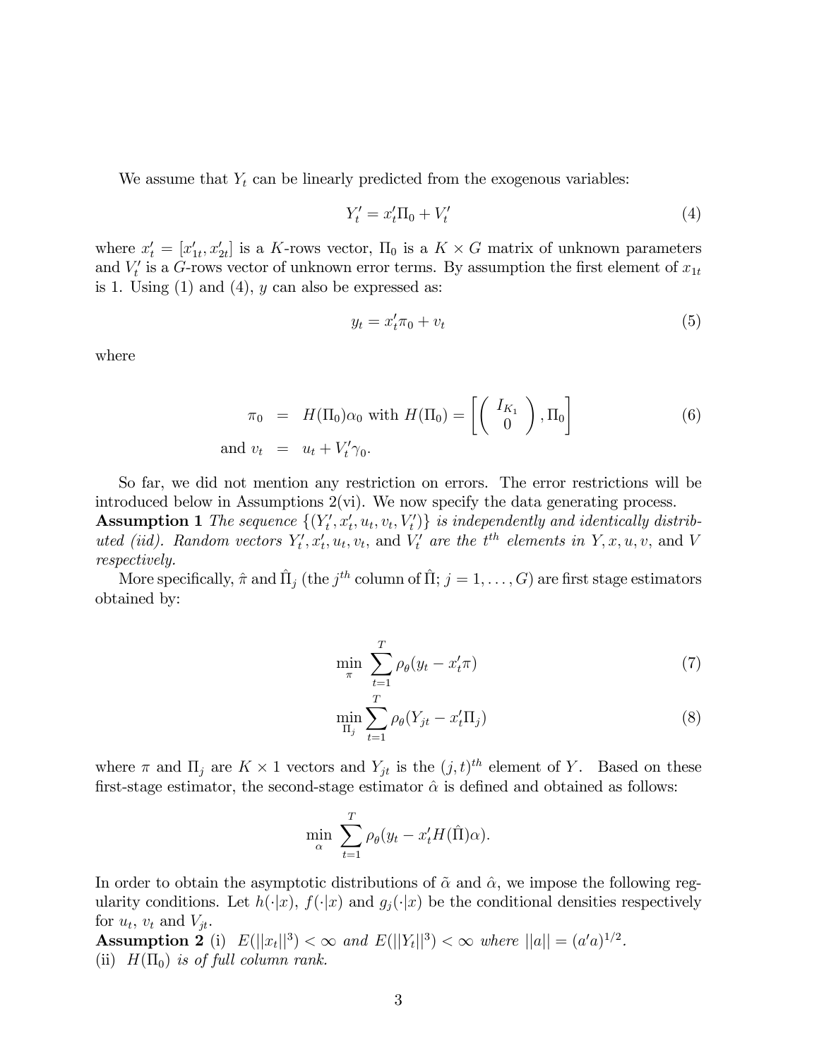We assume that $Y_t$ can be linearly predicted from the exogenous variables:

$$Y_t' = x_t'\Pi_0 + V_t' \tag{4}$$

where $x_t' = [x_{1t}', x_{2t}']$ is a $K$-rows vector, $\Pi_0$ is a $K \times G$ matrix of unknown parameters and $V_t'$ is a $G$-rows vector of unknown error terms. By assumption the first element of $x_{1t}$ is 1. Using (1) and (4), $y$ can also be expressed as:

$$y_t = x_t'\pi_0 + v_t \tag{5}$$

where

$$\begin{aligned} \pi_0 &= H(\Pi_0)\alpha_0 \text{ with } H(\Pi_0) = \left[ \begin{pmatrix} I_{K_1} \\ 0 \end{pmatrix}, \Pi_0 \right] \\ \text{and } v_t &= u_t + V_t'\gamma_0. \end{aligned} \tag{6}$$

So far, we did not mention any restriction on errors. The error restrictions will be introduced below in Assumptions 2(vi). We now specify the data generating process.

**Assumption 1** *The sequence $\{(Y_t', x_t', u_t, v_t, V_t')\}$ is independently and identically distributed (iid). Random vectors $Y_t', x_t', u_t, v_t$, and $V_t'$ are the $t^{th}$ elements in $Y, x, u, v$, and $V$ respectively.*

More specifically, $\hat{\pi}$ and $\hat{\Pi}_j$ (the $j^{th}$ column of $\hat{\Pi}$; $j = 1, \ldots, G$) are first stage estimators obtained by:

$$\min_{\pi} \sum_{t=1}^{T} \rho_\theta(y_t - x_t'\pi) \tag{7}$$

$$\min_{\Pi_j} \sum_{t=1}^{T} \rho_\theta(Y_{jt} - x_t'\Pi_j) \tag{8}$$

where $\pi$ and $\Pi_j$ are $K \times 1$ vectors and $Y_{jt}$ is the $(j,t)^{th}$ element of $Y$. Based on these first-stage estimator, the second-stage estimator $\hat{\alpha}$ is defined and obtained as follows:

$$\min_{\alpha} \sum_{t=1}^{T} \rho_\theta(y_t - x_t'H(\hat{\Pi})\alpha).$$

In order to obtain the asymptotic distributions of $\tilde{\alpha}$ and $\hat{\alpha}$, we impose the following regularity conditions. Let $h(\cdot|x)$, $f(\cdot|x)$ and $g_j(\cdot|x)$ be the conditional densities respectively for $u_t$, $v_t$ and $V_{jt}$.

**Assumption 2** (i) *$E(||x_t||^3) < \infty$ and $E(||Y_t||^3) < \infty$ where $||a|| = (a'a)^{1/2}$.*
(ii) *$H(\Pi_0)$ is of full column rank.*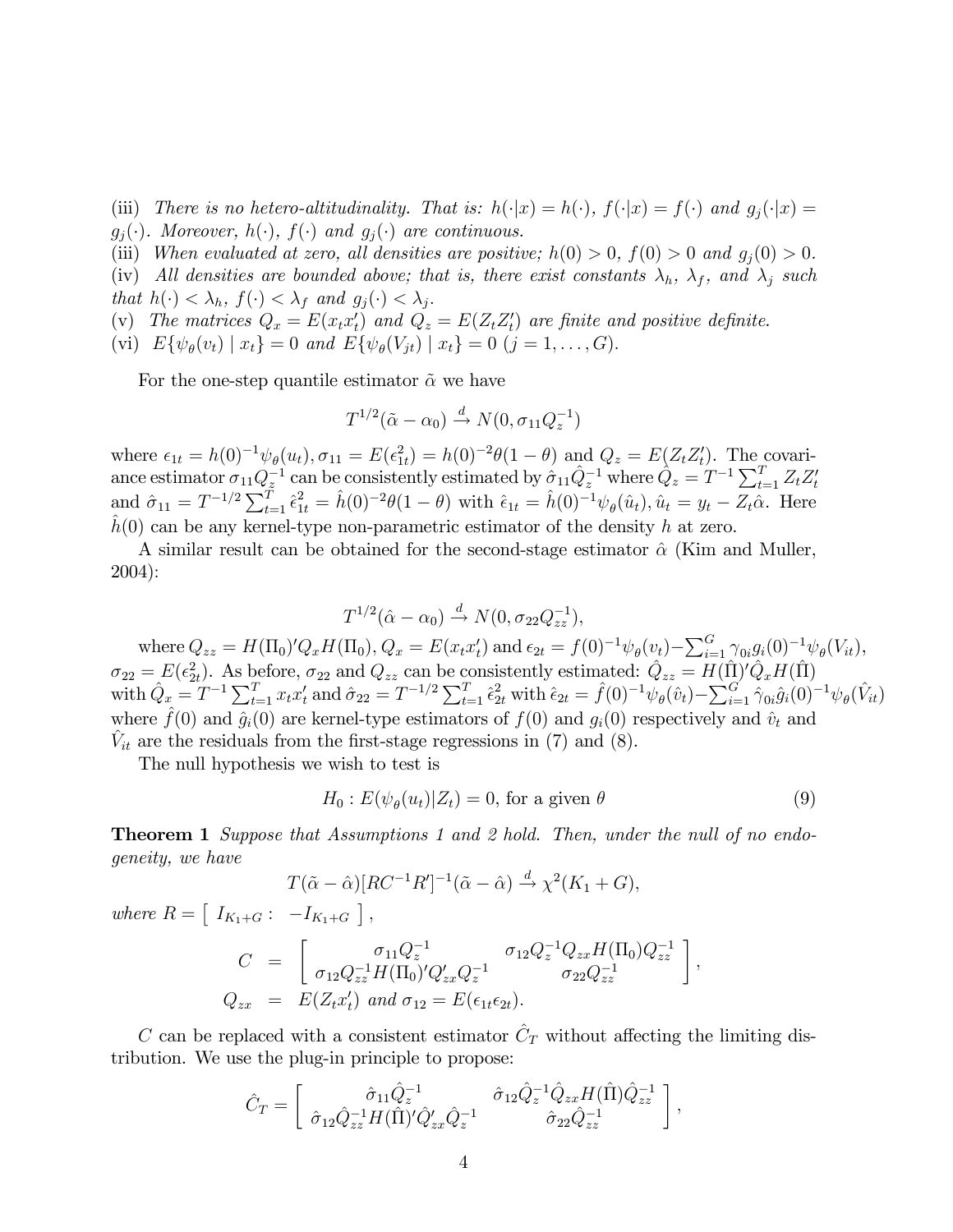(iii) *There is no hetero-altitudinality. That is: $h(\cdot|x) = h(\cdot)$, $f(\cdot|x) = f(\cdot)$ and $g_j(\cdot|x) = g_j(\cdot)$. Moreover, $h(\cdot)$, $f(\cdot)$ and $g_j(\cdot)$ are continuous.*
(iii) *When evaluated at zero, all densities are positive; $h(0) > 0$, $f(0) > 0$ and $g_j(0) > 0$.*
(iv) *All densities are bounded above; that is, there exist constants $\lambda_h$, $\lambda_f$, and $\lambda_j$ such that $h(\cdot) < \lambda_h$, $f(\cdot) < \lambda_f$ and $g_j(\cdot) < \lambda_j$.*
(v) *The matrices $Q_x = E(x_t x_t')$ and $Q_z = E(Z_t Z_t')$ are finite and positive definite.*
(vi) *$E\{\psi_\theta(v_t) \mid x_t\} = 0$ and $E\{\psi_\theta(V_{jt}) \mid x_t\} = 0$ $(j = 1, \ldots, G)$.*

For the one-step quantile estimator $\tilde{\alpha}$ we have

$$T^{1/2}(\tilde{\alpha} - \alpha_0) \xrightarrow{d} N(0, \sigma_{11} Q_z^{-1})$$

where $\epsilon_{1t} = h(0)^{-1}\psi_\theta(u_t), \sigma_{11} = E(\epsilon_{1t}^2) = h(0)^{-2}\theta(1-\theta)$ and $Q_z = E(Z_t Z_t')$. The covariance estimator $\sigma_{11}Q_z^{-1}$ can be consistently estimated by $\hat{\sigma}_{11}\hat{Q}_z^{-1}$ where $\hat{Q}_z = T^{-1}\sum_{t=1}^{T} Z_t Z_t'$ and $\hat{\sigma}_{11} = T^{-1/2}\sum_{t=1}^{T}\hat{\epsilon}_{1t}^2 = \hat{h}(0)^{-2}\theta(1-\theta)$ with $\hat{\epsilon}_{1t} = \hat{h}(0)^{-1}\psi_\theta(\hat{u}_t), \hat{u}_t = y_t - Z_t\hat{\alpha}$. Here $\hat{h}(0)$ can be any kernel-type non-parametric estimator of the density $h$ at zero.

A similar result can be obtained for the second-stage estimator $\hat{\alpha}$ (Kim and Muller, 2004):

$$T^{1/2}(\hat{\alpha} - \alpha_0) \xrightarrow{d} N(0, \sigma_{22} Q_{zz}^{-1}),$$

where $Q_{zz} = H(\Pi_0)' Q_x H(\Pi_0)$, $Q_x = E(x_t x_t')$ and $\epsilon_{2t} = f(0)^{-1}\psi_\theta(v_t) - \sum_{i=1}^{G}\gamma_{0i} g_i(0)^{-1}\psi_\theta(V_{it})$, $\sigma_{22} = E(\epsilon_{2t}^2)$. As before, $\sigma_{22}$ and $Q_{zz}$ can be consistently estimated: $\hat{Q}_{zz} = H(\hat{\Pi})'\hat{Q}_x H(\hat{\Pi})$ with $\hat{Q}_x = T^{-1}\sum_{t=1}^{T} x_t x_t'$ and $\hat{\sigma}_{22} = T^{-1/2}\sum_{t=1}^{T}\hat{\epsilon}_{2t}^2$ with $\hat{\epsilon}_{2t} = \hat{f}(0)^{-1}\psi_\theta(\hat{v}_t) - \sum_{i=1}^{G}\hat{\gamma}_{0i}\hat{g}_i(0)^{-1}\psi_\theta(\hat{V}_{it})$ where $\hat{f}(0)$ and $\hat{g}_i(0)$ are kernel-type estimators of $f(0)$ and $g_i(0)$ respectively and $\hat{v}_t$ and $\hat{V}_{it}$ are the residuals from the first-stage regressions in (7) and (8).

The null hypothesis we wish to test is

$$H_0 : E(\psi_\theta(u_t)|Z_t) = 0, \text{ for a given } \theta \tag{9}$$

**Theorem 1** *Suppose that Assumptions 1 and 2 hold. Then, under the null of no endogeneity, we have*

$$T(\tilde{\alpha} - \hat{\alpha})[RC^{-1}R']^{-1}(\tilde{\alpha} - \hat{\alpha}) \xrightarrow{d} \chi^2(K_1 + G),$$

*where* $R = \begin{bmatrix} I_{K_1+G} : & -I_{K_1+G} \end{bmatrix}$,

$$\begin{aligned} C &= \begin{bmatrix} \sigma_{11}Q_z^{-1} & \sigma_{12}Q_z^{-1}Q_{zx}H(\Pi_0)Q_{zz}^{-1} \\ \sigma_{12}Q_{zz}^{-1}H(\Pi_0)'Q_{zx}'Q_z^{-1} & \sigma_{22}Q_{zz}^{-1} \end{bmatrix}, \\ Q_{zx} &= E(Z_t x_t') \text{ and } \sigma_{12} = E(\epsilon_{1t}\epsilon_{2t}). \end{aligned}$$

$C$ can be replaced with a consistent estimator $\hat{C}_T$ without affecting the limiting distribution. We use the plug-in principle to propose:

$$\hat{C}_T = \begin{bmatrix} \hat{\sigma}_{11}\hat{Q}_z^{-1} & \hat{\sigma}_{12}\hat{Q}_z^{-1}\hat{Q}_{zx}H(\hat{\Pi})\hat{Q}_{zz}^{-1} \\ \hat{\sigma}_{12}\hat{Q}_{zz}^{-1}H(\hat{\Pi})'\hat{Q}_{zx}'\hat{Q}_z^{-1} & \hat{\sigma}_{22}\hat{Q}_{zz}^{-1} \end{bmatrix},$$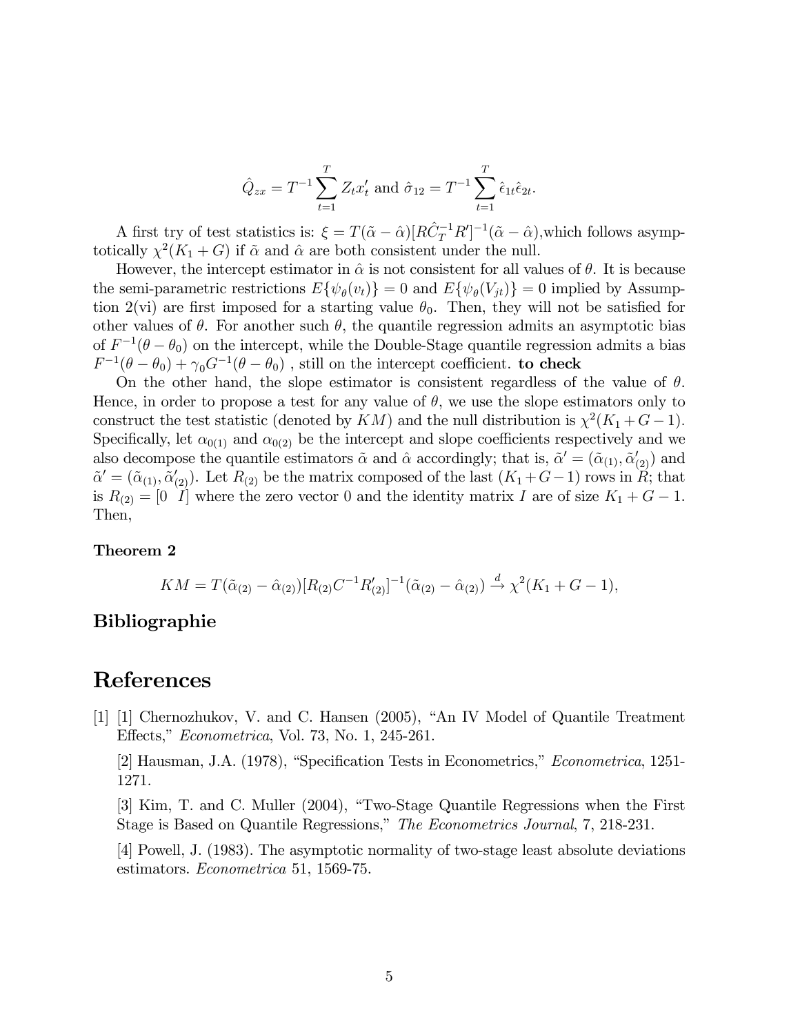$$\hat{Q}_{zx} = T^{-1} \sum_{t=1}^{T} Z_t x_t' \text{ and } \hat{\sigma}_{12} = T^{-1} \sum_{t=1}^{T} \hat{\epsilon}_{1t} \hat{\epsilon}_{2t}.$$

A first try of test statistics is: $\xi = T(\tilde{\alpha} - \hat{\alpha})[R\hat{C}_T^{-1}R']^{-1}(\tilde{\alpha} - \hat{\alpha})$,which follows asymptotically $\chi^2(K_1 + G)$ if $\tilde{\alpha}$ and $\hat{\alpha}$ are both consistent under the null.

However, the intercept estimator in $\hat{\alpha}$ is not consistent for all values of $\theta$. It is because the semi-parametric restrictions $E\{\psi_\theta(v_t)\} = 0$ and $E\{\psi_\theta(V_{jt})\} = 0$ implied by Assumption 2(vi) are first imposed for a starting value $\theta_0$. Then, they will not be satisfied for other values of $\theta$. For another such $\theta$, the quantile regression admits an asymptotic bias of $F^{-1}(\theta - \theta_0)$ on the intercept, while the Double-Stage quantile regression admits a bias $F^{-1}(\theta - \theta_0) + \gamma_0 G^{-1}(\theta - \theta_0)$ , still on the intercept coefficient. **to check**

On the other hand, the slope estimator is consistent regardless of the value of $\theta$. Hence, in order to propose a test for any value of $\theta$, we use the slope estimators only to construct the test statistic (denoted by $KM$) and the null distribution is $\chi^2(K_1 + G - 1)$. Specifically, let $\alpha_{0(1)}$ and $\alpha_{0(2)}$ be the intercept and slope coefficients respectively and we also decompose the quantile estimators $\tilde{\alpha}$ and $\hat{\alpha}$ accordingly; that is, $\tilde{\alpha}' = (\tilde{\alpha}_{(1)}, \tilde{\alpha}_{(2)}')$ and $\tilde{\alpha}' = (\tilde{\alpha}_{(1)}, \tilde{\alpha}_{(2)}')$. Let $R_{(2)}$ be the matrix composed of the last $(K_1 + G - 1)$ rows in $R$; that is $R_{(2)} = [0 \;\; I]$ where the zero vector 0 and the identity matrix $I$ are of size $K_1 + G - 1$. Then,

**Theorem 2**

$$KM = T(\tilde{\alpha}_{(2)} - \hat{\alpha}_{(2)})[R_{(2)}C^{-1}R_{(2)}']^{-1}(\tilde{\alpha}_{(2)} - \hat{\alpha}_{(2)}) \xrightarrow{d} \chi^2(K_1 + G - 1),$$

**Bibliographie**

# References

[1] [1] Chernozhukov, V. and C. Hansen (2005), "An IV Model of Quantile Treatment Effects," *Econometrica*, Vol. 73, No. 1, 245-261.

[2] Hausman, J.A. (1978), "Specification Tests in Econometrics," *Econometrica*, 1251-1271.

[3] Kim, T. and C. Muller (2004), "Two-Stage Quantile Regressions when the First Stage is Based on Quantile Regressions," *The Econometrics Journal*, 7, 218-231.

[4] Powell, J. (1983). The asymptotic normality of two-stage least absolute deviations estimators. *Econometrica* 51, 1569-75.